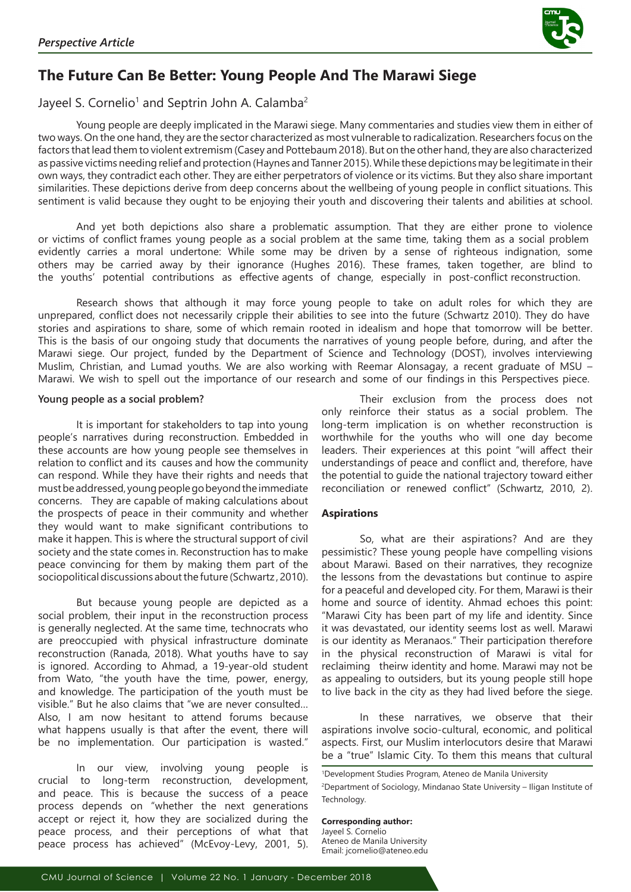*Perspective Article*

# The Future Can Be Better: Young People And The Marawi Siege

Jayeel S. Cornelio[1] and Septrin John A. Calamba[2]

Young people are deeply implicated in the Marawi siege. Many commentaries and studies view them in either of two ways. On the one hand, they are the sector characterized as most vulnerable to radicalization. Researchers focus on the factors that lead them to violent extremism (Casey and Pottebaum 2018). But on the other hand, they are also characterized as passive victims needing relief and protection (Haynes and Tanner 2015). While these depictions may be legitimate in their own ways, they contradict each other. They are either perpetrators of violence or its victims. But they also share important similarities. These depictions derive from deep concerns about the wellbeing of young people in conflict situations. This sentiment is valid because they ought to be enjoying their youth and discovering their talents and abilities at school.

And yet both depictions also share a problematic assumption. That they are either prone to violence or victims of conflict frames young people as a social problem at the same time, taking them as a social problem evidently carries a moral undertone: While some may be driven by a sense of righteous indignation, some others may be carried away by their ignorance (Hughes 2016). These frames, taken together, are blind to the youths' potential contributions as effective agents of change, especially in post-conflict reconstruction.

Research shows that although it may force young people to take on adult roles for which they are unprepared, conflict does not necessarily cripple their abilities to see into the future (Schwartz 2010). They do have stories and aspirations to share, some of which remain rooted in idealism and hope that tomorrow will be better. This is the basis of our ongoing study that documents the narratives of young people before, during, and after the Marawi siege. Our project, funded by the Department of Science and Technology (DOST), involves interviewing Muslim, Christian, and Lumad youths. We are also working with Reemar Alonsagay, a recent graduate of MSU – Marawi. We wish to spell out the importance of our research and some of our findings in this Perspectives piece.

**Young people as a social problem?**

It is important for stakeholders to tap into young people's narratives during reconstruction. Embedded in these accounts are how young people see themselves in relation to conflict and its causes and how the community can respond. While they have their rights and needs that must be addressed, young people go beyond the immediate concerns. They are capable of making calculations about the prospects of peace in their community and whether they would want to make significant contributions to make it happen. This is where the structural support of civil society and the state comes in. Reconstruction has to make peace convincing for them by making them part of the sociopolitical discussions about the future (Schwartz , 2010).

But because young people are depicted as a social problem, their input in the reconstruction process is generally neglected. At the same time, technocrats who are preoccupied with physical infrastructure dominate reconstruction (Ranada, 2018). What youths have to say is ignored. According to Ahmad, a 19-year-old student from Wato, "the youth have the time, power, energy, and knowledge. The participation of the youth must be visible." But he also claims that "we are never consulted… Also, I am now hesitant to attend forums because what happens usually is that after the event, there will be no implementation. Our participation is wasted."

In our view, involving young people is crucial to long-term reconstruction, development, and peace. This is because the success of a peace process depends on "whether the next generations accept or reject it, how they are socialized during the peace process, and their perceptions of what that peace process has achieved" (McEvoy-Levy, 2001, 5).

Their exclusion from the process does not only reinforce their status as a social problem. The long-term implication is on whether reconstruction is worthwhile for the youths who will one day become leaders. Their experiences at this point "will affect their understandings of peace and conflict and, therefore, have the potential to guide the national trajectory toward either reconciliation or renewed conflict" (Schwartz, 2010, 2).

**Aspirations**

So, what are their aspirations? And are they pessimistic? These young people have compelling visions about Marawi. Based on their narratives, they recognize the lessons from the devastations but continue to aspire for a peaceful and developed city. For them, Marawi is their home and source of identity. Ahmad echoes this point: "Marawi City has been part of my life and identity. Since it was devastated, our identity seems lost as well. Marawi is our identity as Meranaos." Their participation therefore in the physical reconstruction of Marawi is vital for reclaiming theirw identity and home. Marawi may not be as appealing to outsiders, but its young people still hope to live back in the city as they had lived before the siege.

In these narratives, we observe that their aspirations involve socio-cultural, economic, and political aspects. First, our Muslim interlocutors desire that Marawi be a "true" Islamic City. To them this means that cultural

[1]Development Studies Program, Ateneo de Manila University

[2]Department of Sociology, Mindanao State University – Iligan Institute of Technology.

**Corresponding author:**
Jayeel S. Cornelio
Ateneo de Manila University
Email: jcornelio@ateneo.edu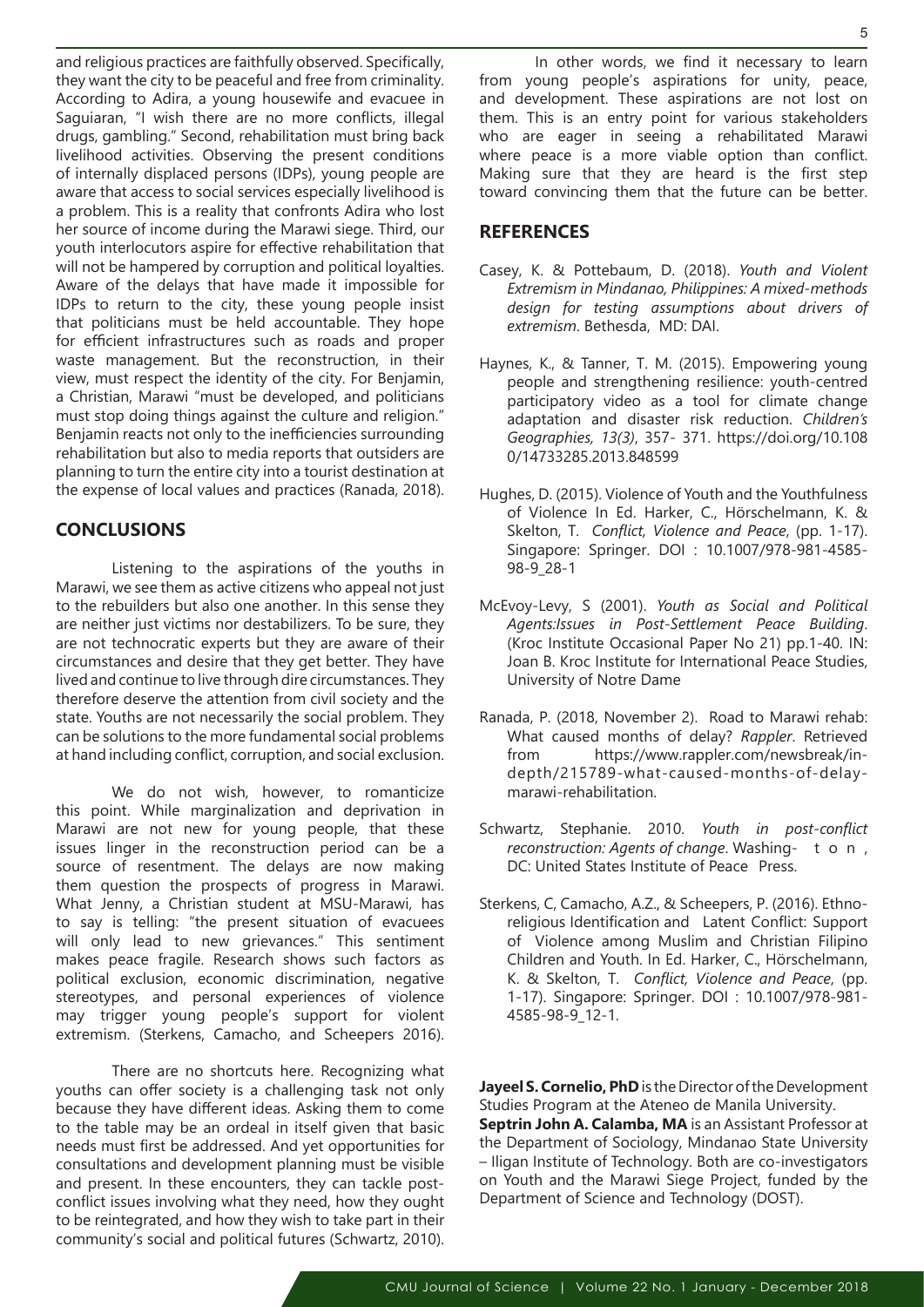and religious practices are faithfully observed. Specifically, they want the city to be peaceful and free from criminality. According to Adira, a young housewife and evacuee in Saguiaran, "I wish there are no more conflicts, illegal drugs, gambling." Second, rehabilitation must bring back livelihood activities. Observing the present conditions of internally displaced persons (IDPs), young people are aware that access to social services especially livelihood is a problem. This is a reality that confronts Adira who lost her source of income during the Marawi siege. Third, our youth interlocutors aspire for effective rehabilitation that will not be hampered by corruption and political loyalties. Aware of the delays that have made it impossible for IDPs to return to the city, these young people insist that politicians must be held accountable. They hope for efficient infrastructures such as roads and proper waste management. But the reconstruction, in their view, must respect the identity of the city. For Benjamin, a Christian, Marawi "must be developed, and politicians must stop doing things against the culture and religion." Benjamin reacts not only to the inefficiencies surrounding rehabilitation but also to media reports that outsiders are planning to turn the entire city into a tourist destination at the expense of local values and practices (Ranada, 2018).

## CONCLUSIONS

Listening to the aspirations of the youths in Marawi, we see them as active citizens who appeal not just to the rebuilders but also one another. In this sense they are neither just victims nor destabilizers. To be sure, they are not technocratic experts but they are aware of their circumstances and desire that they get better. They have lived and continue to live through dire circumstances. They therefore deserve the attention from civil society and the state. Youths are not necessarily the social problem. They can be solutions to the more fundamental social problems at hand including conflict, corruption, and social exclusion.

We do not wish, however, to romanticize this point. While marginalization and deprivation in Marawi are not new for young people, that these issues linger in the reconstruction period can be a source of resentment. The delays are now making them question the prospects of progress in Marawi. What Jenny, a Christian student at MSU-Marawi, has to say is telling: "the present situation of evacuees will only lead to new grievances." This sentiment makes peace fragile. Research shows such factors as political exclusion, economic discrimination, negative stereotypes, and personal experiences of violence may trigger young people's support for violent extremism. (Sterkens, Camacho, and Scheepers 2016).

There are no shortcuts here. Recognizing what youths can offer society is a challenging task not only because they have different ideas. Asking them to come to the table may be an ordeal in itself given that basic needs must first be addressed. And yet opportunities for consultations and development planning must be visible and present. In these encounters, they can tackle post-conflict issues involving what they need, how they ought to be reintegrated, and how they wish to take part in their community's social and political futures (Schwartz, 2010).

In other words, we find it necessary to learn from young people's aspirations for unity, peace, and development. These aspirations are not lost on them. This is an entry point for various stakeholders who are eager in seeing a rehabilitated Marawi where peace is a more viable option than conflict. Making sure that they are heard is the first step toward convincing them that the future can be better.

## REFERENCES

Casey, K. & Pottebaum, D. (2018). *Youth and Violent Extremism in Mindanao, Philippines: A mixed-methods design for testing assumptions about drivers of extremism*. Bethesda, MD: DAI.

Haynes, K., & Tanner, T. M. (2015). Empowering young people and strengthening resilience: youth-centred participatory video as a tool for climate change adaptation and disaster risk reduction. *Children's Geographies, 13(3)*, 357- 371. https://doi.org/10.1080/14733285.2013.848599

Hughes, D. (2015). Violence of Youth and the Youthfulness of Violence In Ed. Harker, C., Hörschelmann, K. & Skelton, T. *Conflict, Violence and Peace*, (pp. 1-17). Singapore: Springer. DOI : 10.1007/978-981-4585-98-9_28-1

McEvoy-Levy, S (2001). *Youth as Social and Political Agents:Issues in Post-Settlement Peace Building*. (Kroc Institute Occasional Paper No 21) pp.1-40. IN: Joan B. Kroc Institute for International Peace Studies, University of Notre Dame

Ranada, P. (2018, November 2). Road to Marawi rehab: What caused months of delay? *Rappler*. Retrieved from https://www.rappler.com/newsbreak/in-depth/215789-what-caused-months-of-delay-marawi-rehabilitation.

Schwartz, Stephanie. 2010. *Youth in post-conflict reconstruction: Agents of change*. Washington, DC: United States Institute of Peace Press.

Sterkens, C, Camacho, A.Z., & Scheepers, P. (2016). Ethno-religious Identification and Latent Conflict: Support of Violence among Muslim and Christian Filipino Children and Youth. In Ed. Harker, C., Hörschelmann, K. & Skelton, T. *Conflict, Violence and Peace*, (pp. 1-17). Singapore: Springer. DOI : 10.1007/978-981-4585-98-9_12-1.

**Jayeel S. Cornelio, PhD** is the Director of the Development Studies Program at the Ateneo de Manila University.
**Septrin John A. Calamba, MA** is an Assistant Professor at the Department of Sociology, Mindanao State University – Iligan Institute of Technology. Both are co-investigators on Youth and the Marawi Siege Project, funded by the Department of Science and Technology (DOST).